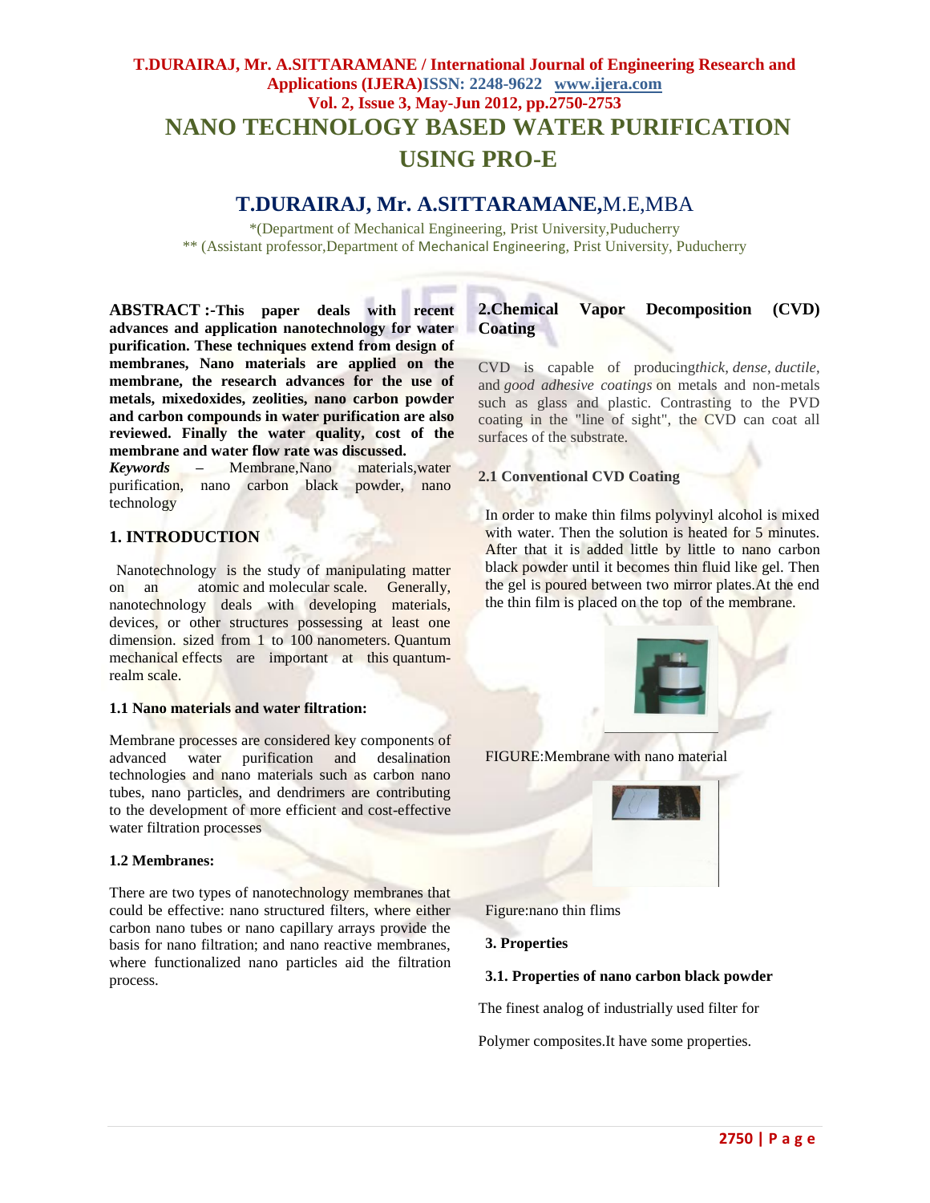# NANO TECHNOLOGY BASED WATER PURIFICATION USING PRO-E

## T.DURAIRAJ, Mr. A.SITTARAMANE, M.E,MBA

*(Department of Mechanical Engineering, Prist University,Puducherry

** (Assistant professor,Department of Mechanical Engineering, Prist University, Puducherry

**ABSTRACT :-This paper deals with recent advances and application nanotechnology for water purification. These techniques extend from design of membranes, Nano materials are applied on the membrane, the research advances for the use of metals, mixedoxides, zeolities, nano carbon powder and carbon compounds in water purification are also reviewed. Finally the water quality, cost of the membrane and water flow rate was discussed.**

***Keywords*** – Membrane,Nano materials,water purification, nano carbon black powder, nano technology

## 1. INTRODUCTION

Nanotechnology is the study of manipulating matter on an atomic and molecular scale. Generally, nanotechnology deals with developing materials, devices, or other structures possessing at least one dimension. sized from 1 to 100 nanometers. Quantum mechanical effects are important at this quantum-realm scale.

### 1.1 Nano materials and water filtration:

Membrane processes are considered key components of advanced water purification and desalination technologies and nano materials such as carbon nano tubes, nano particles, and dendrimers are contributing to the development of more efficient and cost-effective water filtration processes

### 1.2 Membranes:

There are two types of nanotechnology membranes that could be effective: nano structured filters, where either carbon nano tubes or nano capillary arrays provide the basis for nano filtration; and nano reactive membranes, where functionalized nano particles aid the filtration process.

## 2.Chemical Vapor Decomposition (CVD) Coating

CVD is capable of producing*thick*, *dense*, *ductile*, and *good adhesive coatings* on metals and non-metals such as glass and plastic. Contrasting to the PVD coating in the "line of sight", the CVD can coat all surfaces of the substrate.

### 2.1 Conventional CVD Coating

In order to make thin films polyvinyl alcohol is mixed with water. Then the solution is heated for 5 minutes. After that it is added little by little to nano carbon black powder until it becomes thin fluid like gel. Then the gel is poured between two mirror plates.At the end the thin film is placed on the top of the membrane.

FIGURE:Membrane with nano material

Figure:nano thin flims

## 3. Properties

### 3.1. Properties of nano carbon black powder

The finest analog of industrially used filter for

Polymer composites.It have some properties.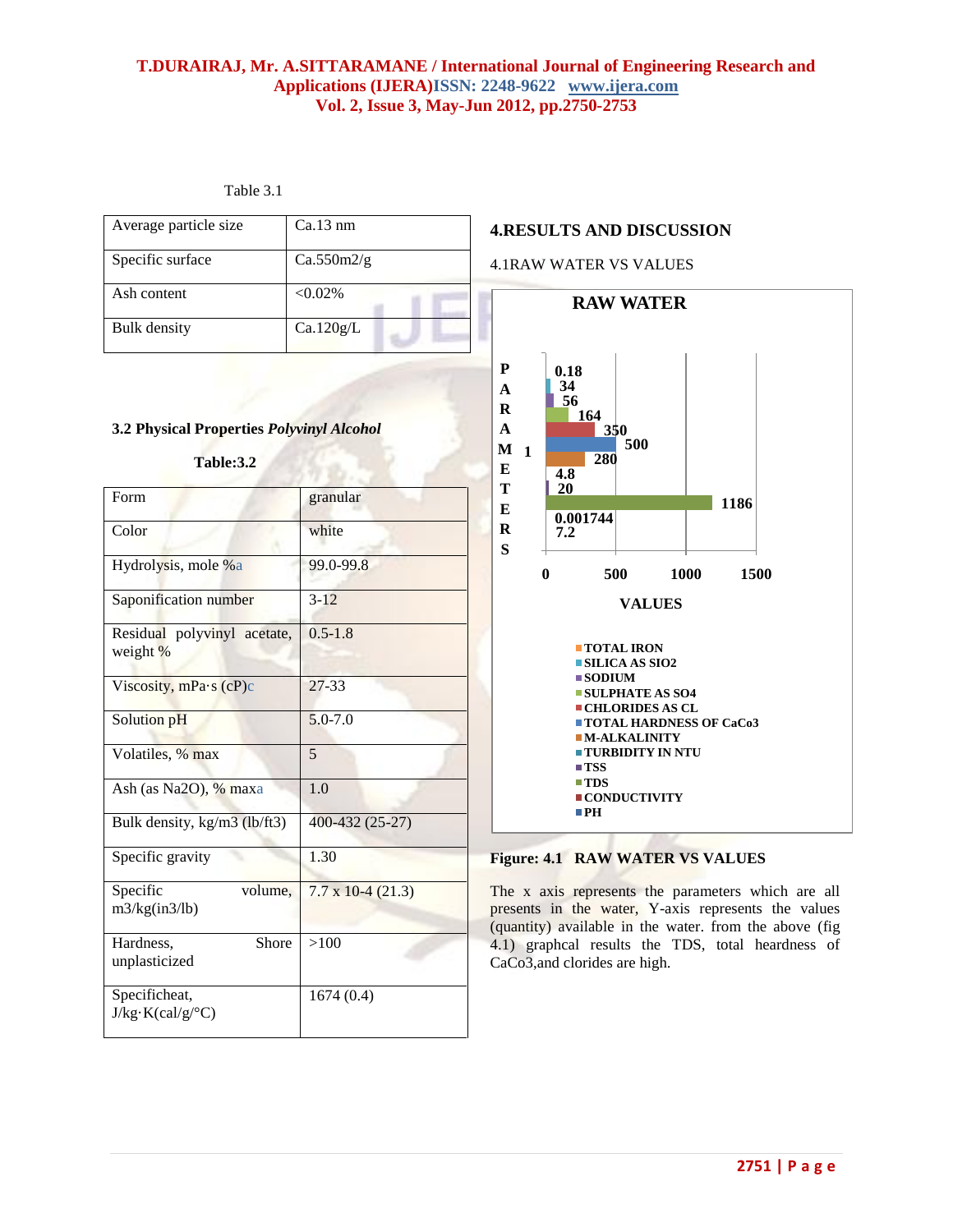Table 3.1

| Average particle size | Ca.13 nm |
|---|---|
| Specific surface | Ca.550m2/g |
| Ash content | <0.02% |
| Bulk density | Ca.120g/L |

**3.2 Physical Properties *Polyvinyl Alcohol***

**Table:3.2**

| Form | granular |
|---|---|
| Color | white |
| Hydrolysis, mole %a | 99.0-99.8 |
| Saponification number | 3-12 |
| Residual polyvinyl acetate, weight % | 0.5-1.8 |
| Viscosity, mPa·s (cP)c | 27-33 |
| Solution pH | 5.0-7.0 |
| Volatiles, % max | 5 |
| Ash (as Na2O), % maxa | 1.0 |
| Bulk density, kg/m3 (lb/ft3) | 400-432 (25-27) |
| Specific gravity | 1.30 |
| Specific volume, m3/kg(in3/lb) | 7.7 x 10-4 (21.3) |
| Hardness, Shore unplasticized | >100 |
| Specificheat, J/kg·K(cal/g/°C) | 1674 (0.4) |

## 4.RESULTS AND DISCUSSION

4.1RAW WATER VS VALUES

**Figure: 4.1 RAW WATER VS VALUES**

The x axis represents the parameters which are all presents in the water, Y-axis represents the values (quantity) available in the water. from the above (fig 4.1) graphcal results the TDS, total heardness of CaCo3,and clorides are high.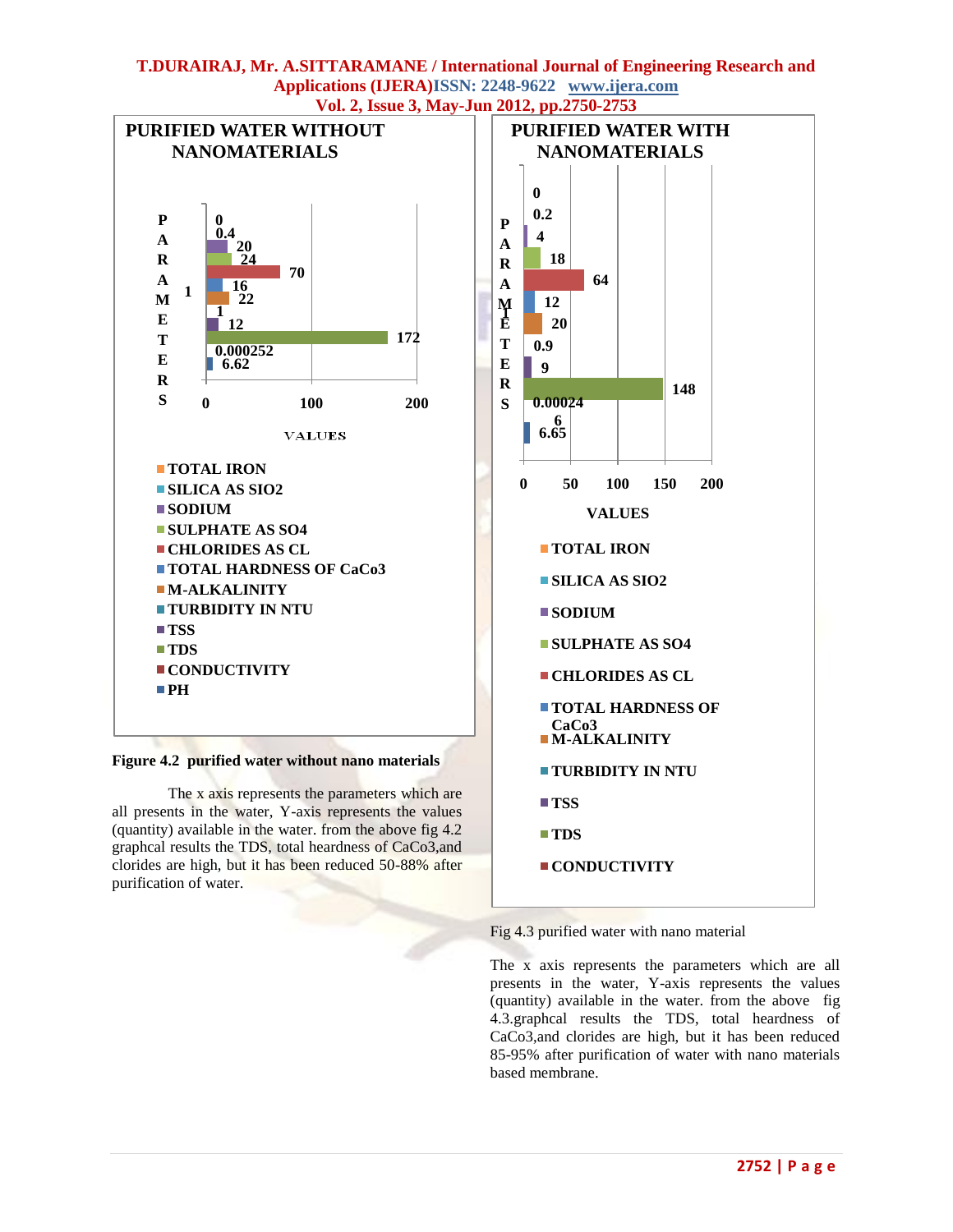**PURIFIED WATER WITHOUT NANOMATERIALS**

| Parameter | Value |
|---|---|
| TOTAL IRON | 0 |
| SILICA AS SIO2 | 0.4 |
| SODIUM | 20 |
| SULPHATE AS SO4 | 24 |
| CHLORIDES AS CL | 70 |
| TOTAL HARDNESS OF CaCo3 | 16 |
| M-ALKALINITY | 22 |
| TURBIDITY IN NTU | 1 |
| TSS | 12 |
| TDS | 172 |
| CONDUCTIVITY | 0.000252 |
| PH | 6.62 |

**Figure 4.2 purified water without nano materials**

The x axis represents the parameters which are all presents in the water, Y-axis represents the values (quantity) available in the water. from the above fig 4.2 graphcal results the TDS, total heardness of CaCo3,and clorides are high, but it has been reduced 50-88% after purification of water.

**PURIFIED WATER WITH NANOMATERIALS**

| Parameter | Value |
|---|---|
| TOTAL IRON | 0 |
| SILICA AS SIO2 | 0.2 |
| SODIUM | 4 |
| SULPHATE AS SO4 | 18 |
| CHLORIDES AS CL | 64 |
| TOTAL HARDNESS OF CaCo3 | 12 |
| M-ALKALINITY | 20 |
| TURBIDITY IN NTU | 0.9 |
| TSS | 9 |
| TDS | 148 |
| CONDUCTIVITY | 0.00024 |
| | 6 |
| | 6.65 |

Fig 4.3 purified water with nano material

The x axis represents the parameters which are all presents in the water, Y-axis represents the values (quantity) available in the water. from the above fig 4.3.graphcal results the TDS, total heardness of CaCo3,and clorides are high, but it has been reduced 85-95% after purification of water with nano materials based membrane.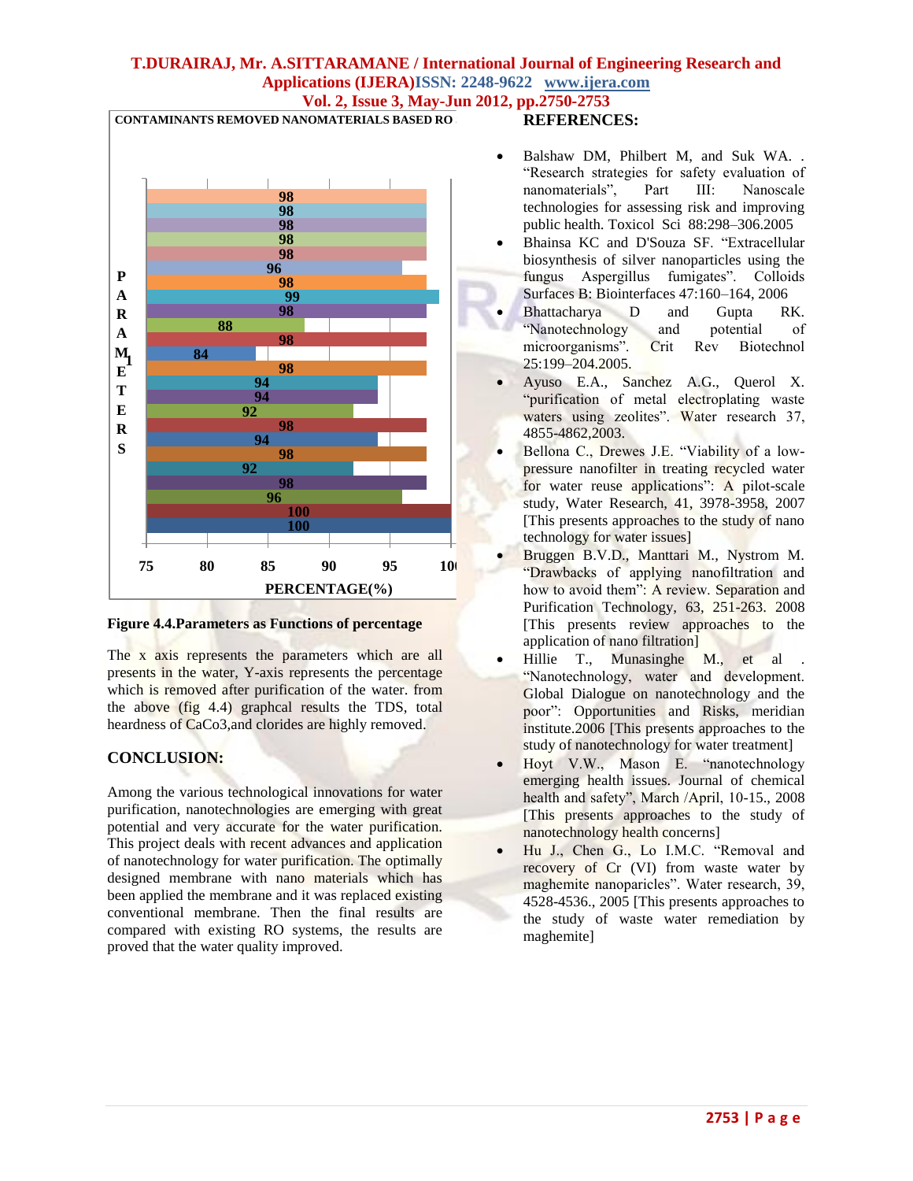CONTAMINANTS REMOVED NANOMATERIALS BASED RO

PARAMETERS

1

98
98
98
98
98
96
98
99
98
88
98
84
98
94
94
92
98
94
98
92
98
96
100
100

75 80 85 90 95 100

PERCENTAGE(%)

**Figure 4.4.Parameters as Functions of percentage**

The x axis represents the parameters which are all presents in the water, Y-axis represents the percentage which is removed after purification of the water. from the above (fig 4.4) graphcal results the TDS, total heardness of CaCo3,and clorides are highly removed.

## CONCLUSION:

Among the various technological innovations for water purification, nanotechnologies are emerging with great potential and very accurate for the water purification. This project deals with recent advances and application of nanotechnology for water purification. The optimally designed membrane with nano materials which has been applied the membrane and it was replaced existing conventional membrane. Then the final results are compared with existing RO systems, the results are proved that the water quality improved.

## REFERENCES:

- Balshaw DM, Philbert M, and Suk WA. . "Research strategies for safety evaluation of nanomaterials", Part III: Nanoscale technologies for assessing risk and improving public health. Toxicol Sci 88:298–306.2005
- Bhainsa KC and D'Souza SF. "Extracellular biosynthesis of silver nanoparticles using the fungus Aspergillus fumigates". Colloids Surfaces B: Biointerfaces 47:160–164, 2006
- Bhattacharya D and Gupta RK. "Nanotechnology and potential of microorganisms". Crit Rev Biotechnol 25:199–204.2005.
- Ayuso E.A., Sanchez A.G., Querol X. "purification of metal electroplating waste waters using zeolites". Water research 37, 4855-4862,2003.
- Bellona C., Drewes J.E. "Viability of a low-pressure nanofilter in treating recycled water for water reuse applications": A pilot-scale study, Water Research, 41, 3978-3958, 2007 [This presents approaches to the study of nano technology for water issues]
- Bruggen B.V.D., Manttari M., Nystrom M. "Drawbacks of applying nanofiltration and how to avoid them": A review. Separation and Purification Technology, 63, 251-263. 2008 [This presents review approaches to the application of nano filtration]
- Hillie T., Munasinghe M., et al . "Nanotechnology, water and development. Global Dialogue on nanotechnology and the poor": Opportunities and Risks, meridian institute.2006 [This presents approaches to the study of nanotechnology for water treatment]
- Hoyt V.W., Mason E. "nanotechnology emerging health issues. Journal of chemical health and safety", March /April, 10-15., 2008 [This presents approaches to the study of nanotechnology health concerns]
- Hu J., Chen G., Lo I.M.C. "Removal and recovery of Cr (VI) from waste water by maghemite nanoparicles". Water research, 39, 4528-4536., 2005 [This presents approaches to the study of waste water remediation by maghemite]